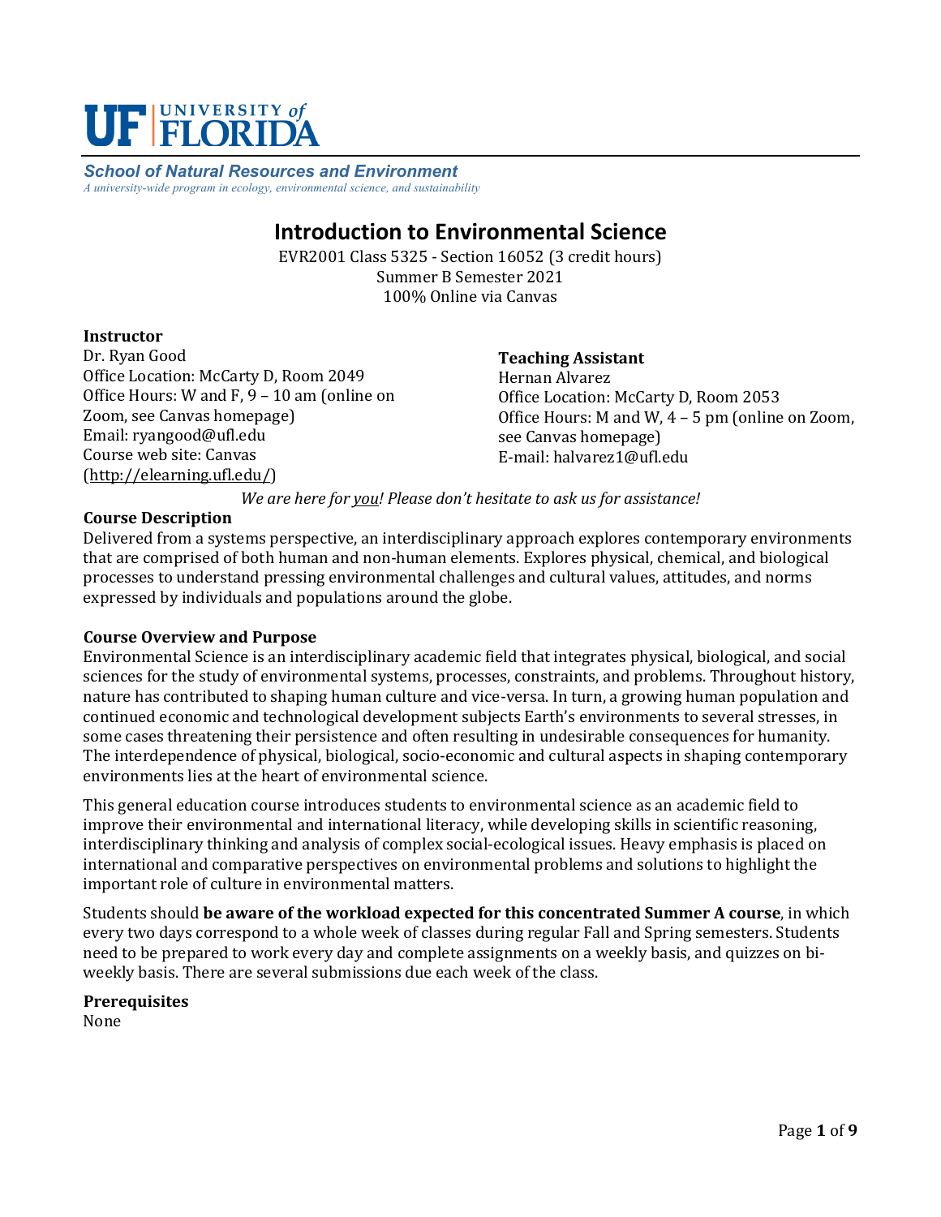UF | UNIVERSITY of FLORIDA

***School of Natural Resources and Environment***

*A university-wide program in ecology, environmental science, and sustainability*

# Introduction to Environmental Science

EVR2001 Class 5325 - Section 16052 (3 credit hours)
Summer B Semester 2021
100% Online via Canvas

**Instructor**
Dr. Ryan Good
Office Location: McCarty D, Room 2049
Office Hours: W and F, 9 – 10 am (online on Zoom, see Canvas homepage)
Email: ryangood@ufl.edu
Course web site: Canvas (http://elearning.ufl.edu/)

**Teaching Assistant**
Hernan Alvarez
Office Location: McCarty D, Room 2053
Office Hours: M and W, 4 – 5 pm (online on Zoom, see Canvas homepage)
E-mail: halvarez1@ufl.edu

*We are here for you! Please don't hesitate to ask us for assistance!*

**Course Description**

Delivered from a systems perspective, an interdisciplinary approach explores contemporary environments that are comprised of both human and non-human elements. Explores physical, chemical, and biological processes to understand pressing environmental challenges and cultural values, attitudes, and norms expressed by individuals and populations around the globe.

**Course Overview and Purpose**

Environmental Science is an interdisciplinary academic field that integrates physical, biological, and social sciences for the study of environmental systems, processes, constraints, and problems. Throughout history, nature has contributed to shaping human culture and vice-versa. In turn, a growing human population and continued economic and technological development subjects Earth's environments to several stresses, in some cases threatening their persistence and often resulting in undesirable consequences for humanity. The interdependence of physical, biological, socio-economic and cultural aspects in shaping contemporary environments lies at the heart of environmental science.

This general education course introduces students to environmental science as an academic field to improve their environmental and international literacy, while developing skills in scientific reasoning, interdisciplinary thinking and analysis of complex social-ecological issues. Heavy emphasis is placed on international and comparative perspectives on environmental problems and solutions to highlight the important role of culture in environmental matters.

Students should **be aware of the workload expected for this concentrated Summer A course**, in which every two days correspond to a whole week of classes during regular Fall and Spring semesters. Students need to be prepared to work every day and complete assignments on a weekly basis, and quizzes on bi-weekly basis. There are several submissions due each week of the class.

**Prerequisites**

None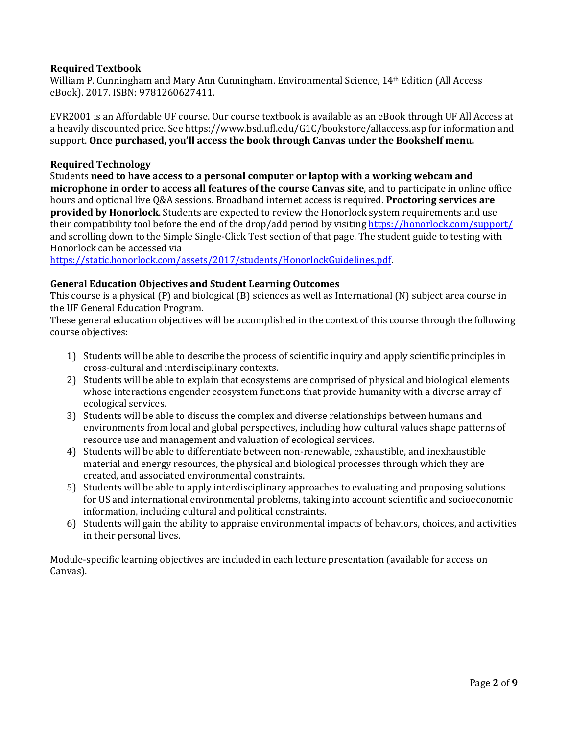### Required Textbook

William P. Cunningham and Mary Ann Cunningham. Environmental Science, 14th Edition (All Access eBook). 2017. ISBN: 9781260627411.

EVR2001 is an Affordable UF course. Our course textbook is available as an eBook through UF All Access at a heavily discounted price. See https://www.bsd.ufl.edu/G1C/bookstore/allaccess.asp for information and support. **Once purchased, you'll access the book through Canvas under the Bookshelf menu.**

### Required Technology

Students **need to have access to a personal computer or laptop with a working webcam and microphone in order to access all features of the course Canvas site**, and to participate in online office hours and optional live Q&A sessions. Broadband internet access is required. **Proctoring services are provided by Honorlock**. Students are expected to review the Honorlock system requirements and use their compatibility tool before the end of the drop/add period by visiting https://honorlock.com/support/ and scrolling down to the Simple Single-Click Test section of that page. The student guide to testing with Honorlock can be accessed via https://static.honorlock.com/assets/2017/students/HonorlockGuidelines.pdf.

### General Education Objectives and Student Learning Outcomes

This course is a physical (P) and biological (B) sciences as well as International (N) subject area course in the UF General Education Program.

These general education objectives will be accomplished in the context of this course through the following course objectives:

1) Students will be able to describe the process of scientific inquiry and apply scientific principles in cross-cultural and interdisciplinary contexts.
2) Students will be able to explain that ecosystems are comprised of physical and biological elements whose interactions engender ecosystem functions that provide humanity with a diverse array of ecological services.
3) Students will be able to discuss the complex and diverse relationships between humans and environments from local and global perspectives, including how cultural values shape patterns of resource use and management and valuation of ecological services.
4) Students will be able to differentiate between non-renewable, exhaustible, and inexhaustible material and energy resources, the physical and biological processes through which they are created, and associated environmental constraints.
5) Students will be able to apply interdisciplinary approaches to evaluating and proposing solutions for US and international environmental problems, taking into account scientific and socioeconomic information, including cultural and political constraints.
6) Students will gain the ability to appraise environmental impacts of behaviors, choices, and activities in their personal lives.

Module-specific learning objectives are included in each lecture presentation (available for access on Canvas).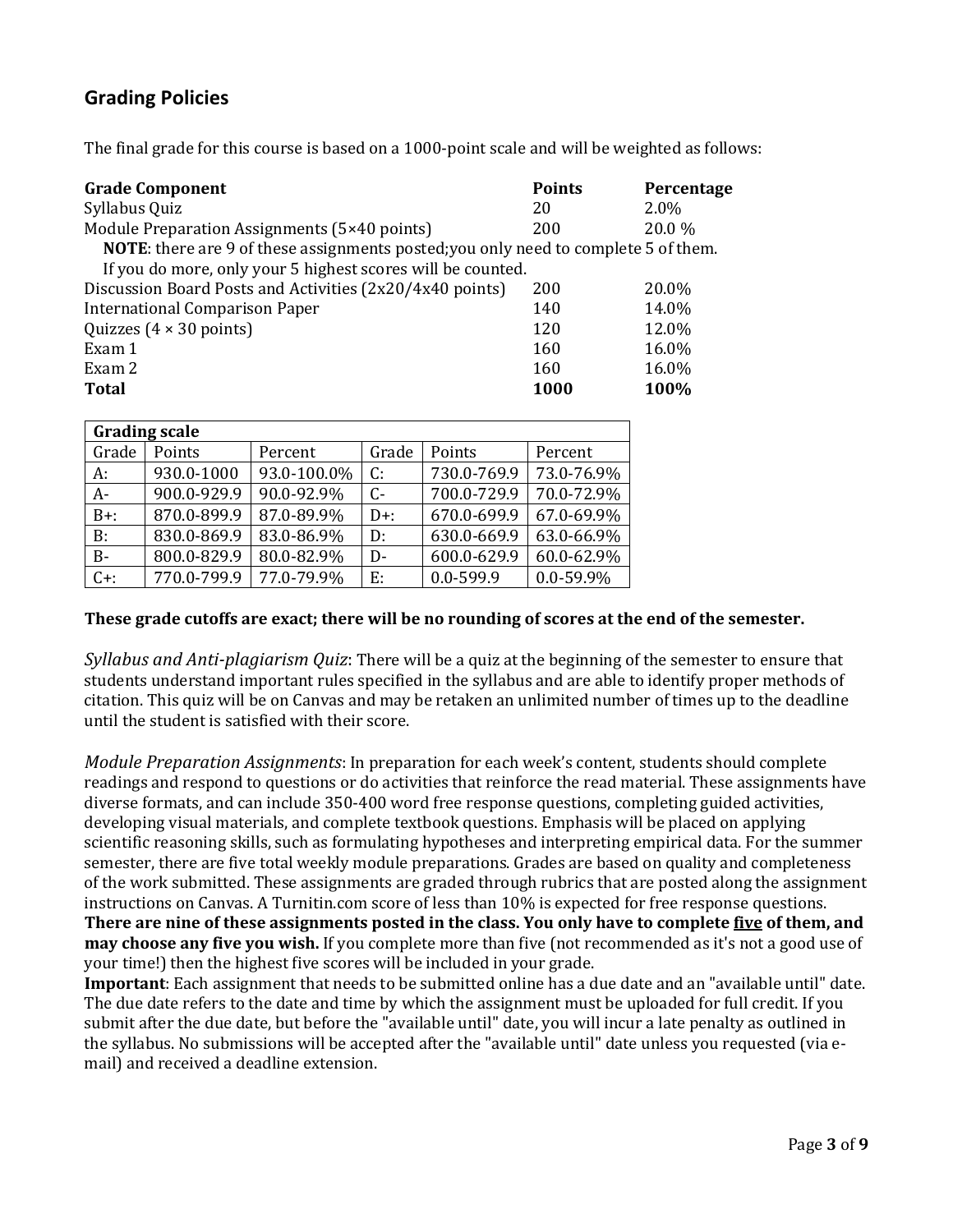## Grading Policies

The final grade for this course is based on a 1000-point scale and will be weighted as follows:

| **Grade Component** | **Points** | **Percentage** |
|---|---|---|
| Syllabus Quiz | 20 | 2.0% |
| Module Preparation Assignments (5×40 points) | 200 | 20.0 % |
| **NOTE**: there are 9 of these assignments posted;you only need to complete 5 of them. If you do more, only your 5 highest scores will be counted. | | |
| Discussion Board Posts and Activities (2x20/4x40 points) | 200 | 20.0% |
| International Comparison Paper | 140 | 14.0% |
| Quizzes (4 × 30 points) | 120 | 12.0% |
| Exam 1 | 160 | 16.0% |
| Exam 2 | 160 | 16.0% |
| **Total** | **1000** | **100%** |

| **Grading scale** | | | | | |
|---|---|---|---|---|---|
| Grade | Points | Percent | Grade | Points | Percent |
| A: | 930.0-1000 | 93.0-100.0% | C: | 730.0-769.9 | 73.0-76.9% |
| A- | 900.0-929.9 | 90.0-92.9% | C- | 700.0-729.9 | 70.0-72.9% |
| B+: | 870.0-899.9 | 87.0-89.9% | D+: | 670.0-699.9 | 67.0-69.9% |
| B: | 830.0-869.9 | 83.0-86.9% | D: | 630.0-669.9 | 63.0-66.9% |
| B- | 800.0-829.9 | 80.0-82.9% | D- | 600.0-629.9 | 60.0-62.9% |
| C+: | 770.0-799.9 | 77.0-79.9% | E: | 0.0-599.9 | 0.0-59.9% |

**These grade cutoffs are exact; there will be no rounding of scores at the end of the semester.**

*Syllabus and Anti-plagiarism Quiz*: There will be a quiz at the beginning of the semester to ensure that students understand important rules specified in the syllabus and are able to identify proper methods of citation. This quiz will be on Canvas and may be retaken an unlimited number of times up to the deadline until the student is satisfied with their score.

*Module Preparation Assignments*: In preparation for each week's content, students should complete readings and respond to questions or do activities that reinforce the read material. These assignments have diverse formats, and can include 350-400 word free response questions, completing guided activities, developing visual materials, and complete textbook questions. Emphasis will be placed on applying scientific reasoning skills, such as formulating hypotheses and interpreting empirical data. For the summer semester, there are five total weekly module preparations. Grades are based on quality and completeness of the work submitted. These assignments are graded through rubrics that are posted along the assignment instructions on Canvas. A Turnitin.com score of less than 10% is expected for free response questions. **There are nine of these assignments posted in the class. You only have to complete <u>five</u> of them, and may choose any five you wish.** If you complete more than five (not recommended as it's not a good use of your time!) then the highest five scores will be included in your grade.

**Important**: Each assignment that needs to be submitted online has a due date and an "available until" date. The due date refers to the date and time by which the assignment must be uploaded for full credit. If you submit after the due date, but before the "available until" date, you will incur a late penalty as outlined in the syllabus. No submissions will be accepted after the "available until" date unless you requested (via e-mail) and received a deadline extension.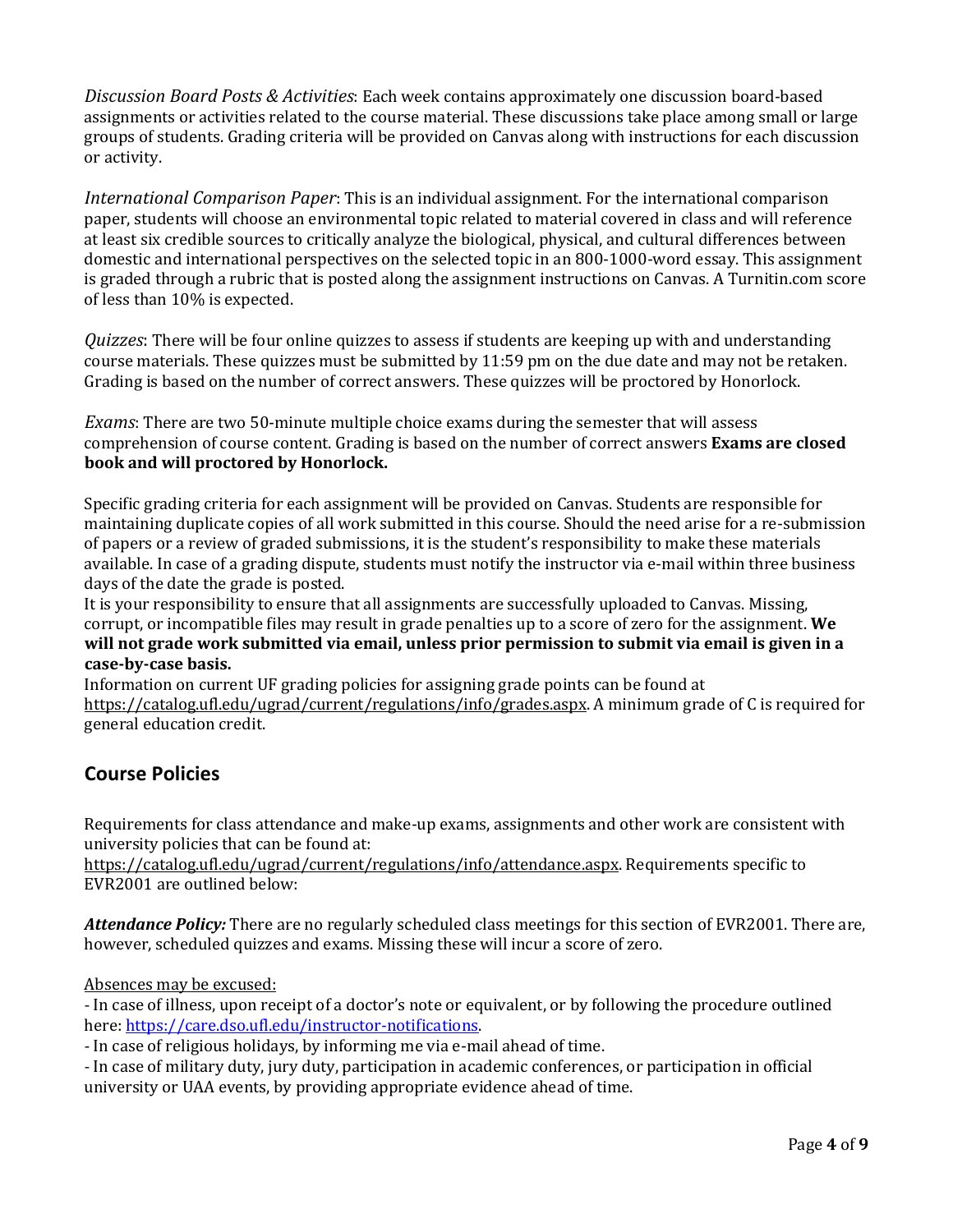*Discussion Board Posts & Activities*: Each week contains approximately one discussion board-based assignments or activities related to the course material. These discussions take place among small or large groups of students. Grading criteria will be provided on Canvas along with instructions for each discussion or activity.

*International Comparison Paper*: This is an individual assignment. For the international comparison paper, students will choose an environmental topic related to material covered in class and will reference at least six credible sources to critically analyze the biological, physical, and cultural differences between domestic and international perspectives on the selected topic in an 800-1000-word essay. This assignment is graded through a rubric that is posted along the assignment instructions on Canvas. A Turnitin.com score of less than 10% is expected.

*Quizzes*: There will be four online quizzes to assess if students are keeping up with and understanding course materials. These quizzes must be submitted by 11:59 pm on the due date and may not be retaken. Grading is based on the number of correct answers. These quizzes will be proctored by Honorlock.

*Exams*: There are two 50-minute multiple choice exams during the semester that will assess comprehension of course content. Grading is based on the number of correct answers **Exams are closed book and will proctored by Honorlock.**

Specific grading criteria for each assignment will be provided on Canvas. Students are responsible for maintaining duplicate copies of all work submitted in this course. Should the need arise for a re-submission of papers or a review of graded submissions, it is the student's responsibility to make these materials available. In case of a grading dispute, students must notify the instructor via e-mail within three business days of the date the grade is posted.

It is your responsibility to ensure that all assignments are successfully uploaded to Canvas. Missing, corrupt, or incompatible files may result in grade penalties up to a score of zero for the assignment. **We will not grade work submitted via email, unless prior permission to submit via email is given in a case-by-case basis.**

Information on current UF grading policies for assigning grade points can be found at https://catalog.ufl.edu/ugrad/current/regulations/info/grades.aspx. A minimum grade of C is required for general education credit.

## Course Policies

Requirements for class attendance and make-up exams, assignments and other work are consistent with university policies that can be found at: https://catalog.ufl.edu/ugrad/current/regulations/info/attendance.aspx. Requirements specific to EVR2001 are outlined below:

***Attendance Policy:*** There are no regularly scheduled class meetings for this section of EVR2001. There are, however, scheduled quizzes and exams. Missing these will incur a score of zero.

Absences may be excused:

- In case of illness, upon receipt of a doctor's note or equivalent, or by following the procedure outlined here: https://care.dso.ufl.edu/instructor-notifications.
- In case of religious holidays, by informing me via e-mail ahead of time.
- In case of military duty, jury duty, participation in academic conferences, or participation in official university or UAA events, by providing appropriate evidence ahead of time.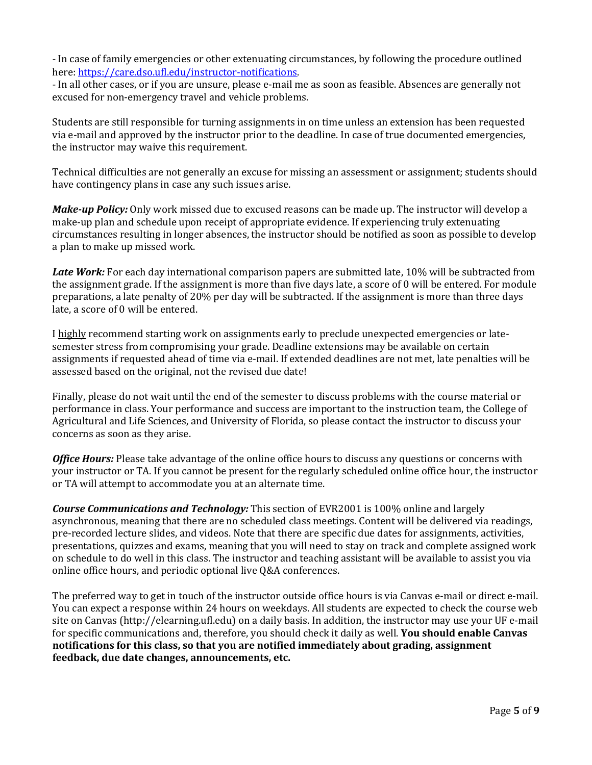- In case of family emergencies or other extenuating circumstances, by following the procedure outlined here: [https://care.dso.ufl.edu/instructor-notifications](https://care.dso.ufl.edu/instructor-notifications).
- In all other cases, or if you are unsure, please e-mail me as soon as feasible. Absences are generally not excused for non-emergency travel and vehicle problems.

Students are still responsible for turning assignments in on time unless an extension has been requested via e-mail and approved by the instructor prior to the deadline. In case of true documented emergencies, the instructor may waive this requirement.

Technical difficulties are not generally an excuse for missing an assessment or assignment; students should have contingency plans in case any such issues arise.

***Make-up Policy:*** Only work missed due to excused reasons can be made up. The instructor will develop a make-up plan and schedule upon receipt of appropriate evidence. If experiencing truly extenuating circumstances resulting in longer absences, the instructor should be notified as soon as possible to develop a plan to make up missed work.

***Late Work:*** For each day international comparison papers are submitted late, 10% will be subtracted from the assignment grade. If the assignment is more than five days late, a score of 0 will be entered. For module preparations, a late penalty of 20% per day will be subtracted. If the assignment is more than three days late, a score of 0 will be entered.

I highly recommend starting work on assignments early to preclude unexpected emergencies or late-semester stress from compromising your grade. Deadline extensions may be available on certain assignments if requested ahead of time via e-mail. If extended deadlines are not met, late penalties will be assessed based on the original, not the revised due date!

Finally, please do not wait until the end of the semester to discuss problems with the course material or performance in class. Your performance and success are important to the instruction team, the College of Agricultural and Life Sciences, and University of Florida, so please contact the instructor to discuss your concerns as soon as they arise.

***Office Hours:*** Please take advantage of the online office hours to discuss any questions or concerns with your instructor or TA. If you cannot be present for the regularly scheduled online office hour, the instructor or TA will attempt to accommodate you at an alternate time.

***Course Communications and Technology:*** This section of EVR2001 is 100% online and largely asynchronous, meaning that there are no scheduled class meetings. Content will be delivered via readings, pre-recorded lecture slides, and videos. Note that there are specific due dates for assignments, activities, presentations, quizzes and exams, meaning that you will need to stay on track and complete assigned work on schedule to do well in this class. The instructor and teaching assistant will be available to assist you via online office hours, and periodic optional live Q&A conferences.

The preferred way to get in touch of the instructor outside office hours is via Canvas e-mail or direct e-mail. You can expect a response within 24 hours on weekdays. All students are expected to check the course web site on Canvas (http://elearning.ufl.edu) on a daily basis. In addition, the instructor may use your UF e-mail for specific communications and, therefore, you should check it daily as well. **You should enable Canvas notifications for this class, so that you are notified immediately about grading, assignment feedback, due date changes, announcements, etc.**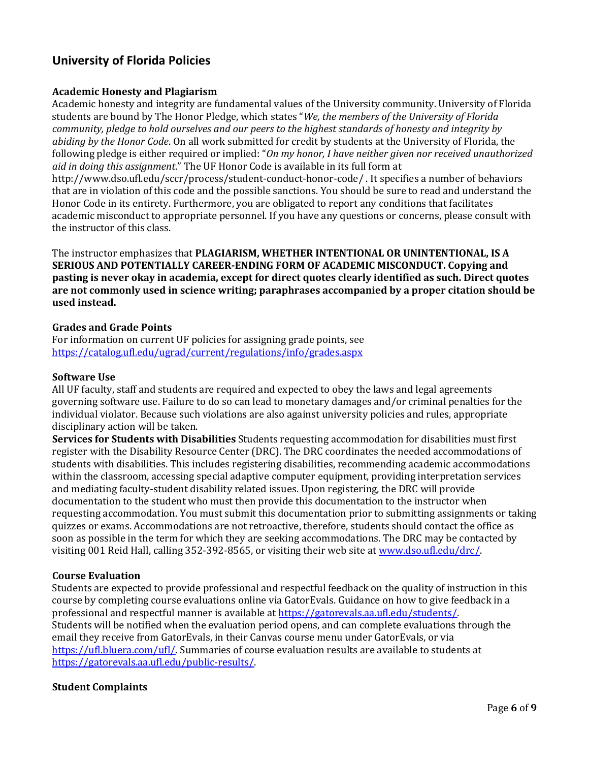## University of Florida Policies

### Academic Honesty and Plagiarism

Academic honesty and integrity are fundamental values of the University community. University of Florida students are bound by The Honor Pledge, which states "*We, the members of the University of Florida community, pledge to hold ourselves and our peers to the highest standards of honesty and integrity by abiding by the Honor Code*. On all work submitted for credit by students at the University of Florida, the following pledge is either required or implied: "*On my honor, I have neither given nor received unauthorized aid in doing this assignment*." The UF Honor Code is available in its full form at http://www.dso.ufl.edu/sccr/process/student-conduct-honor-code/ . It specifies a number of behaviors that are in violation of this code and the possible sanctions. You should be sure to read and understand the Honor Code in its entirety. Furthermore, you are obligated to report any conditions that facilitates academic misconduct to appropriate personnel. If you have any questions or concerns, please consult with the instructor of this class.

The instructor emphasizes that **PLAGIARISM, WHETHER INTENTIONAL OR UNINTENTIONAL, IS A SERIOUS AND POTENTIALLY CAREER-ENDING FORM OF ACADEMIC MISCONDUCT. Copying and pasting is never okay in academia, except for direct quotes clearly identified as such. Direct quotes are not commonly used in science writing; paraphrases accompanied by a proper citation should be used instead.**

### Grades and Grade Points

For information on current UF policies for assigning grade points, see [https://catalog.ufl.edu/ugrad/current/regulations/info/grades.aspx](https://catalog.ufl.edu/ugrad/current/regulations/info/grades.aspx)

### Software Use

All UF faculty, staff and students are required and expected to obey the laws and legal agreements governing software use. Failure to do so can lead to monetary damages and/or criminal penalties for the individual violator. Because such violations are also against university policies and rules, appropriate disciplinary action will be taken.

**Services for Students with Disabilities** Students requesting accommodation for disabilities must first register with the Disability Resource Center (DRC). The DRC coordinates the needed accommodations of students with disabilities. This includes registering disabilities, recommending academic accommodations within the classroom, accessing special adaptive computer equipment, providing interpretation services and mediating faculty-student disability related issues. Upon registering, the DRC will provide documentation to the student who must then provide this documentation to the instructor when requesting accommodation. You must submit this documentation prior to submitting assignments or taking quizzes or exams. Accommodations are not retroactive, therefore, students should contact the office as soon as possible in the term for which they are seeking accommodations. The DRC may be contacted by visiting 001 Reid Hall, calling 352-392-8565, or visiting their web site at [www.dso.ufl.edu/drc/](www.dso.ufl.edu/drc/).

### Course Evaluation

Students are expected to provide professional and respectful feedback on the quality of instruction in this course by completing course evaluations online via GatorEvals. Guidance on how to give feedback in a professional and respectful manner is available at [https://gatorevals.aa.ufl.edu/students/](https://gatorevals.aa.ufl.edu/students/). Students will be notified when the evaluation period opens, and can complete evaluations through the email they receive from GatorEvals, in their Canvas course menu under GatorEvals, or via [https://ufl.bluera.com/ufl/](https://ufl.bluera.com/ufl/). Summaries of course evaluation results are available to students at [https://gatorevals.aa.ufl.edu/public-results/](https://gatorevals.aa.ufl.edu/public-results/).

### Student Complaints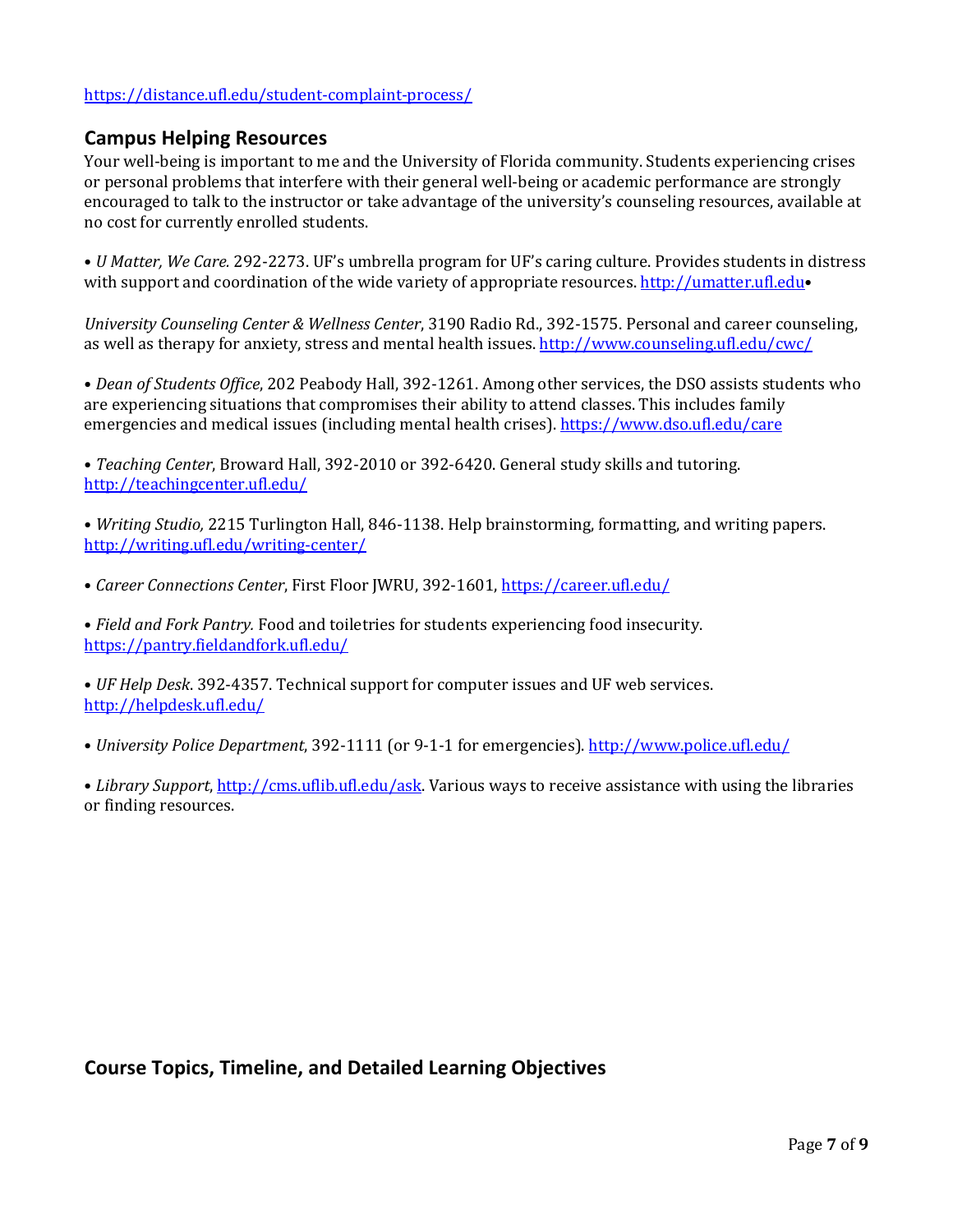https://distance.ufl.edu/student-complaint-process/

## Campus Helping Resources

Your well-being is important to me and the University of Florida community. Students experiencing crises or personal problems that interfere with their general well-being or academic performance are strongly encouraged to talk to the instructor or take advantage of the university's counseling resources, available at no cost for currently enrolled students.

• *U Matter, We Care.* 292-2273. UF's umbrella program for UF's caring culture. Provides students in distress with support and coordination of the wide variety of appropriate resources. http://umatter.ufl.edu•

*University Counseling Center & Wellness Center*, 3190 Radio Rd., 392-1575. Personal and career counseling, as well as therapy for anxiety, stress and mental health issues. http://www.counseling.ufl.edu/cwc/

• *Dean of Students Office*, 202 Peabody Hall, 392-1261. Among other services, the DSO assists students who are experiencing situations that compromises their ability to attend classes. This includes family emergencies and medical issues (including mental health crises). https://www.dso.ufl.edu/care

• *Teaching Center*, Broward Hall, 392-2010 or 392-6420. General study skills and tutoring. http://teachingcenter.ufl.edu/

• *Writing Studio,* 2215 Turlington Hall, 846-1138. Help brainstorming, formatting, and writing papers. http://writing.ufl.edu/writing-center/

• *Career Connections Center*, First Floor JWRU, 392-1601, https://career.ufl.edu/

• *Field and Fork Pantry.* Food and toiletries for students experiencing food insecurity. https://pantry.fieldandfork.ufl.edu/

• *UF Help Desk*. 392-4357. Technical support for computer issues and UF web services. http://helpdesk.ufl.edu/

• *University Police Department*, 392-1111 (or 9-1-1 for emergencies). http://www.police.ufl.edu/

• *Library Support*, http://cms.uflib.ufl.edu/ask. Various ways to receive assistance with using the libraries or finding resources.

## Course Topics, Timeline, and Detailed Learning Objectives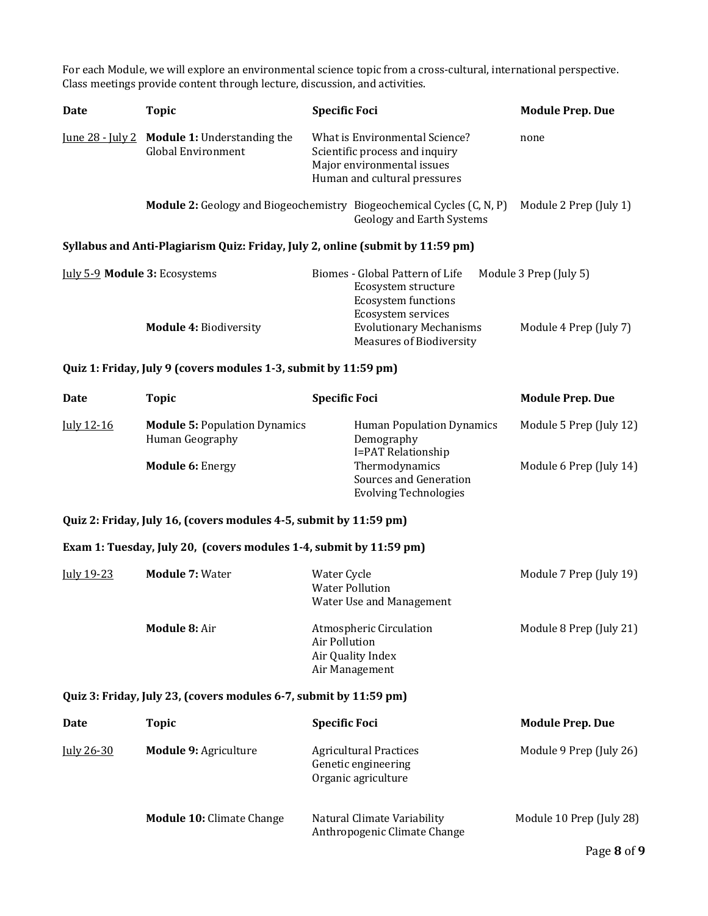For each Module, we will explore an environmental science topic from a cross-cultural, international perspective. Class meetings provide content through lecture, discussion, and activities.

| Date | Topic | Specific Foci | Module Prep. Due |
|---|---|---|---|
| June 28 - July 2 | **Module 1:** Understanding the Global Environment | What is Environmental Science?<br>Scientific process and inquiry<br>Major environmental issues<br>Human and cultural pressures | none |
| | **Module 2:** Geology and Biogeochemistry | Biogeochemical Cycles (C, N, P)<br>Geology and Earth Systems | Module 2 Prep (July 1) |

**Syllabus and Anti-Plagiarism Quiz: Friday, July 2, online (submit by 11:59 pm)**

| Date | Topic | Specific Foci | Module Prep. Due |
|---|---|---|---|
| July 5-9 | **Module 3:** Ecosystems | Biomes - Global Pattern of Life<br>Ecosystem structure<br>Ecosystem functions<br>Ecosystem services | Module 3 Prep (July 5) |
| | **Module 4:** Biodiversity | Evolutionary Mechanisms<br>Measures of Biodiversity | Module 4 Prep (July 7) |

**Quiz 1: Friday, July 9 (covers modules 1-3, submit by 11:59 pm)**

| Date | Topic | Specific Foci | Module Prep. Due |
|---|---|---|---|
| July 12-16 | **Module 5:** Population Dynamics Human Geography | Human Population Dynamics<br>Demography<br>I=PAT Relationship | Module 5 Prep (July 12) |
| | **Module 6:** Energy | Thermodynamics<br>Sources and Generation<br>Evolving Technologies | Module 6 Prep (July 14) |

**Quiz 2: Friday, July 16, (covers modules 4-5, submit by 11:59 pm)**

**Exam 1: Tuesday, July 20, (covers modules 1-4, submit by 11:59 pm)**

| Date | Topic | Specific Foci | Module Prep. Due |
|---|---|---|---|
| July 19-23 | **Module 7:** Water | Water Cycle<br>Water Pollution<br>Water Use and Management | Module 7 Prep (July 19) |
| | **Module 8:** Air | Atmospheric Circulation<br>Air Pollution<br>Air Quality Index<br>Air Management | Module 8 Prep (July 21) |

**Quiz 3: Friday, July 23, (covers modules 6-7, submit by 11:59 pm)**

| Date | Topic | Specific Foci | Module Prep. Due |
|---|---|---|---|
| July 26-30 | **Module 9:** Agriculture | Agricultural Practices<br>Genetic engineering<br>Organic agriculture | Module 9 Prep (July 26) |
| | **Module 10:** Climate Change | Natural Climate Variability<br>Anthropogenic Climate Change | Module 10 Prep (July 28) |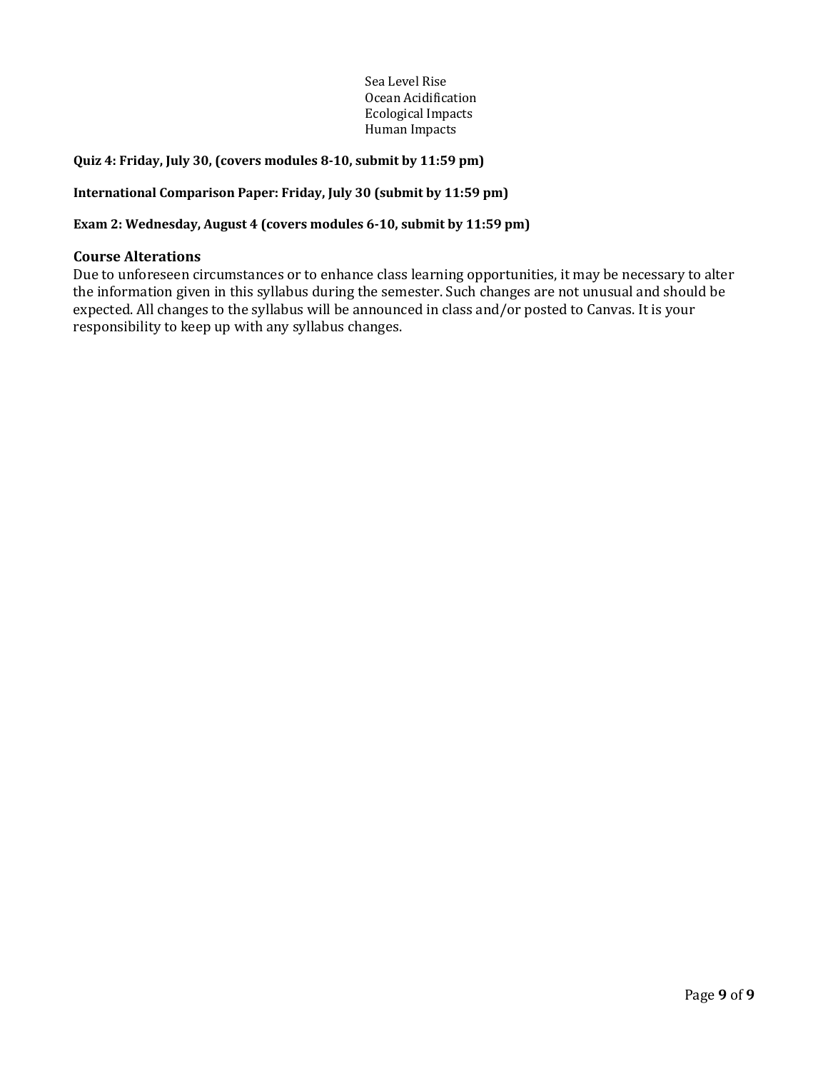Sea Level Rise
Ocean Acidification
Ecological Impacts
Human Impacts

**Quiz 4: Friday, July 30, (covers modules 8-10, submit by 11:59 pm)**

**International Comparison Paper: Friday, July 30 (submit by 11:59 pm)**

**Exam 2: Wednesday, August 4 (covers modules 6-10, submit by 11:59 pm)**

### Course Alterations

Due to unforeseen circumstances or to enhance class learning opportunities, it may be necessary to alter the information given in this syllabus during the semester. Such changes are not unusual and should be expected. All changes to the syllabus will be announced in class and/or posted to Canvas. It is your responsibility to keep up with any syllabus changes.